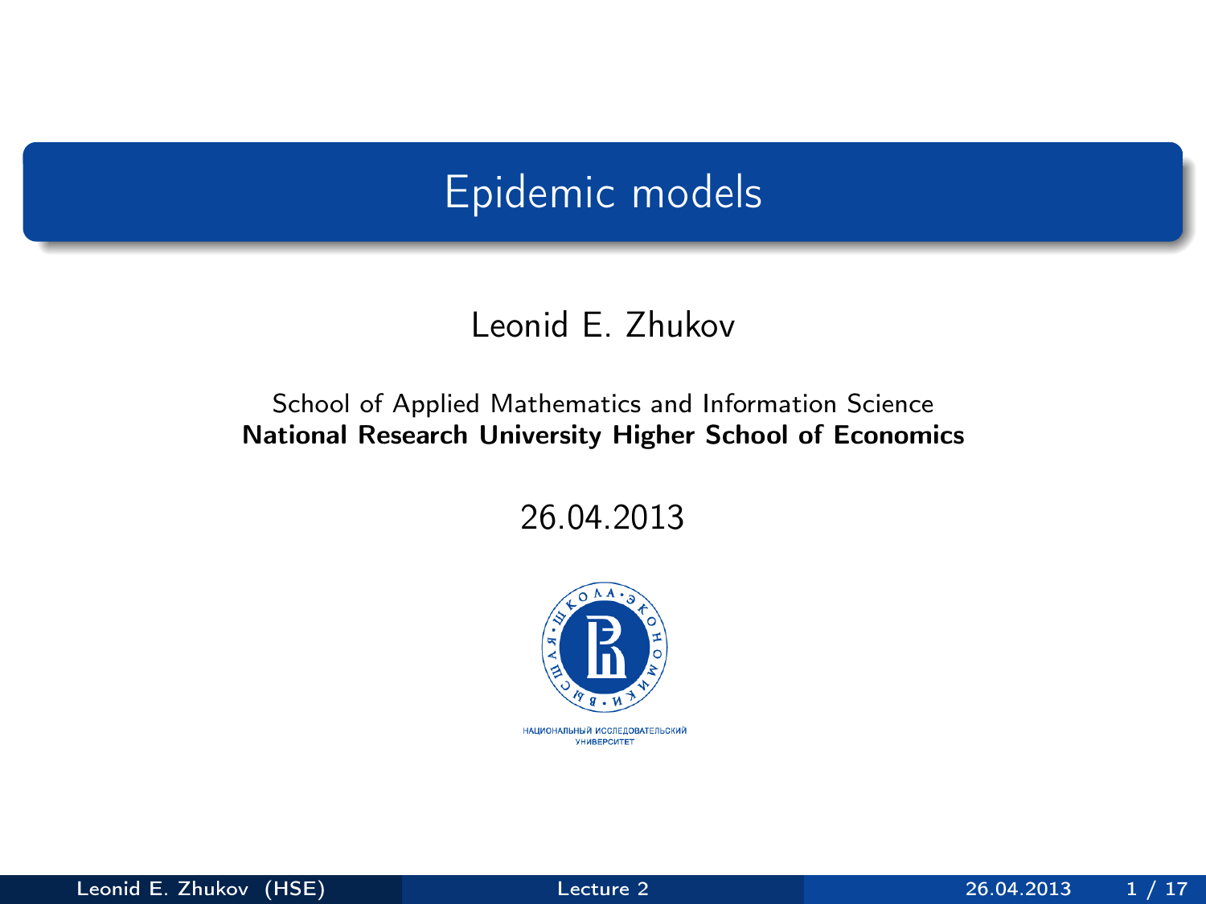# Epidemic models

Leonid E. Zhukov

School of Applied Mathematics and Information Science
**National Research University Higher School of Economics**

26.04.2013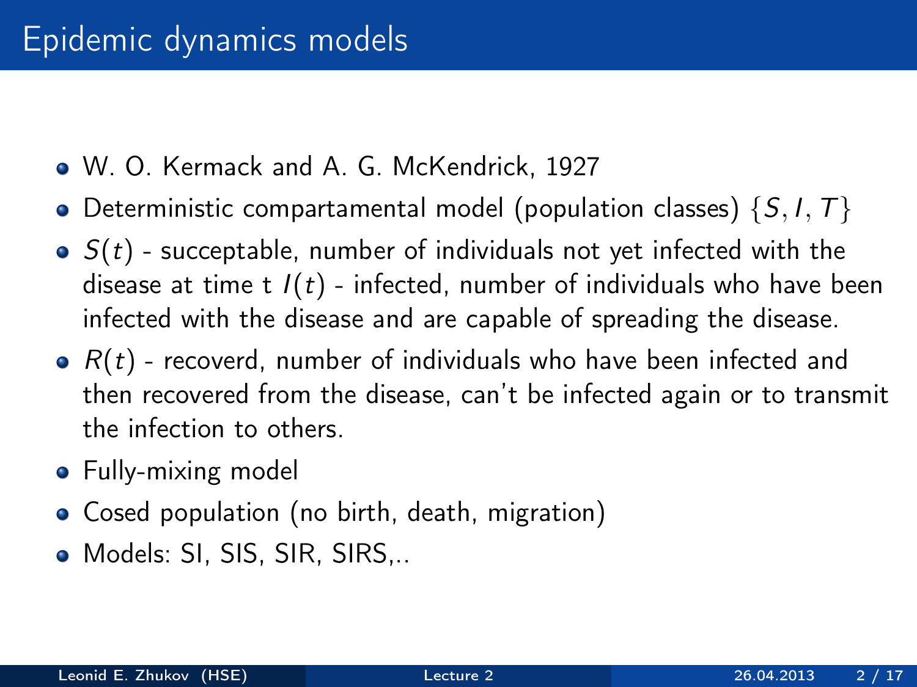# Epidemic dynamics models

- W. O. Kermack and A. G. McKendrick, 1927
- Deterministic compartamental model (population classes) $\{S, I, T\}$
- $S(t)$ - succeptable, number of individuals not yet infected with the disease at time t $I(t)$ - infected, number of individuals who have been infected with the disease and are capable of spreading the disease.
- $R(t)$ - recoverd, number of individuals who have been infected and then recovered from the disease, can't be infected again or to transmit the infection to others.
- Fully-mixing model
- Cosed population (no birth, death, migration)
- Models: SI, SIS, SIR, SIRS,..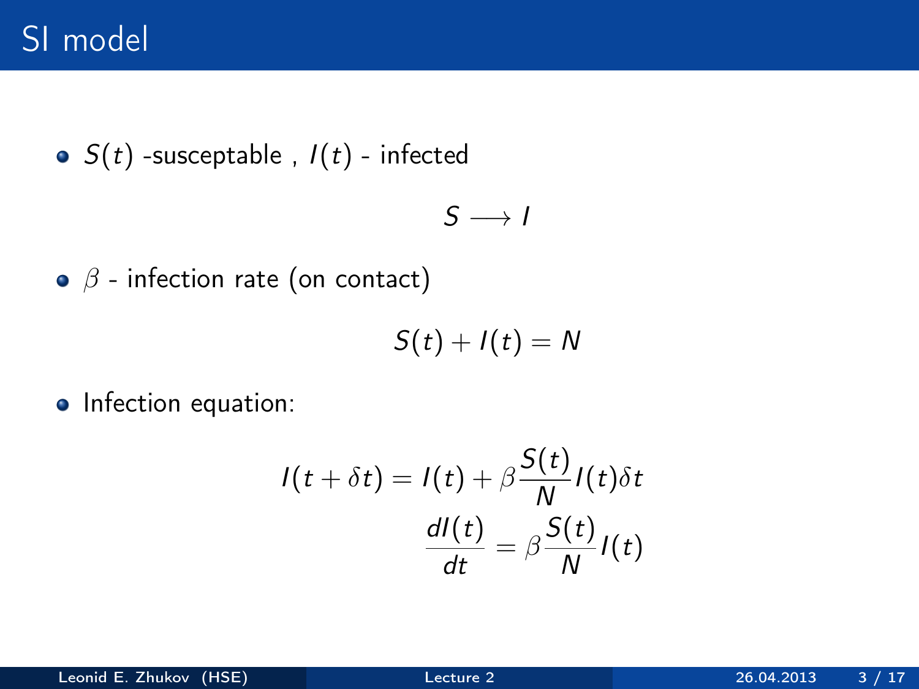# SI model

- $S(t)$ -susceptable , $I(t)$ - infected

$$S \longrightarrow I$$

- $\beta$ - infection rate (on contact)

$$S(t) + I(t) = N$$

- Infection equation:

$$I(t + \delta t) = I(t) + \beta \frac{S(t)}{N} I(t) \delta t$$

$$\frac{dI(t)}{dt} = \beta \frac{S(t)}{N} I(t)$$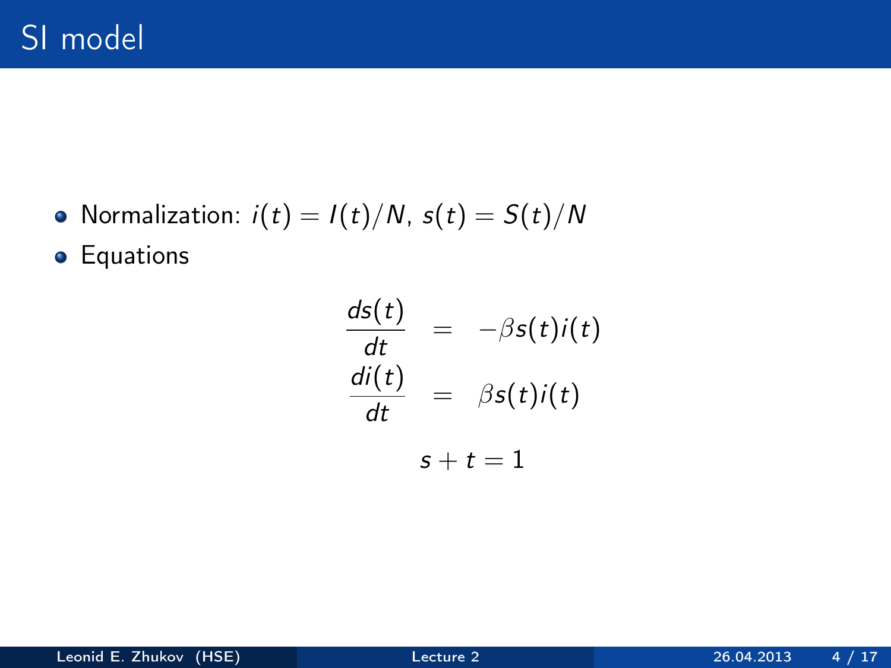# SI model

- Normalization: $i(t) = I(t)/N$, $s(t) = S(t)/N$
- Equations

$$
\begin{aligned}
\frac{ds(t)}{dt} &= -\beta s(t) i(t) \\
\frac{di(t)}{dt} &= \beta s(t) i(t)
\end{aligned}
$$

$$
s + t = 1
$$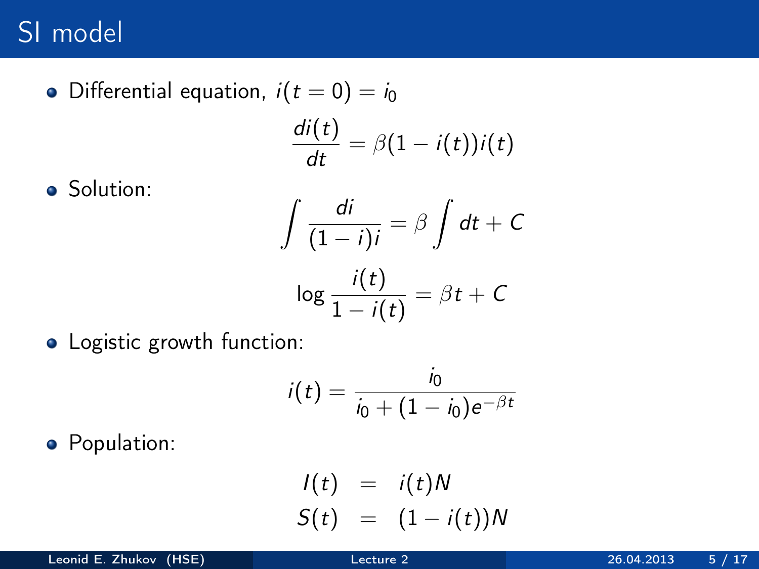# SI model

- Differential equation, $i(t=0) = i_0$

$$\frac{di(t)}{dt} = \beta(1 - i(t))i(t)$$

- Solution:

$$\int \frac{di}{(1-i)i} = \beta \int dt + C$$

$$\log \frac{i(t)}{1 - i(t)} = \beta t + C$$

- Logistic growth function:

$$i(t) = \frac{i_0}{i_0 + (1 - i_0)e^{-\beta t}}$$

- Population:

$$\begin{aligned} I(t) &= i(t)N \\ S(t) &= (1 - i(t))N \end{aligned}$$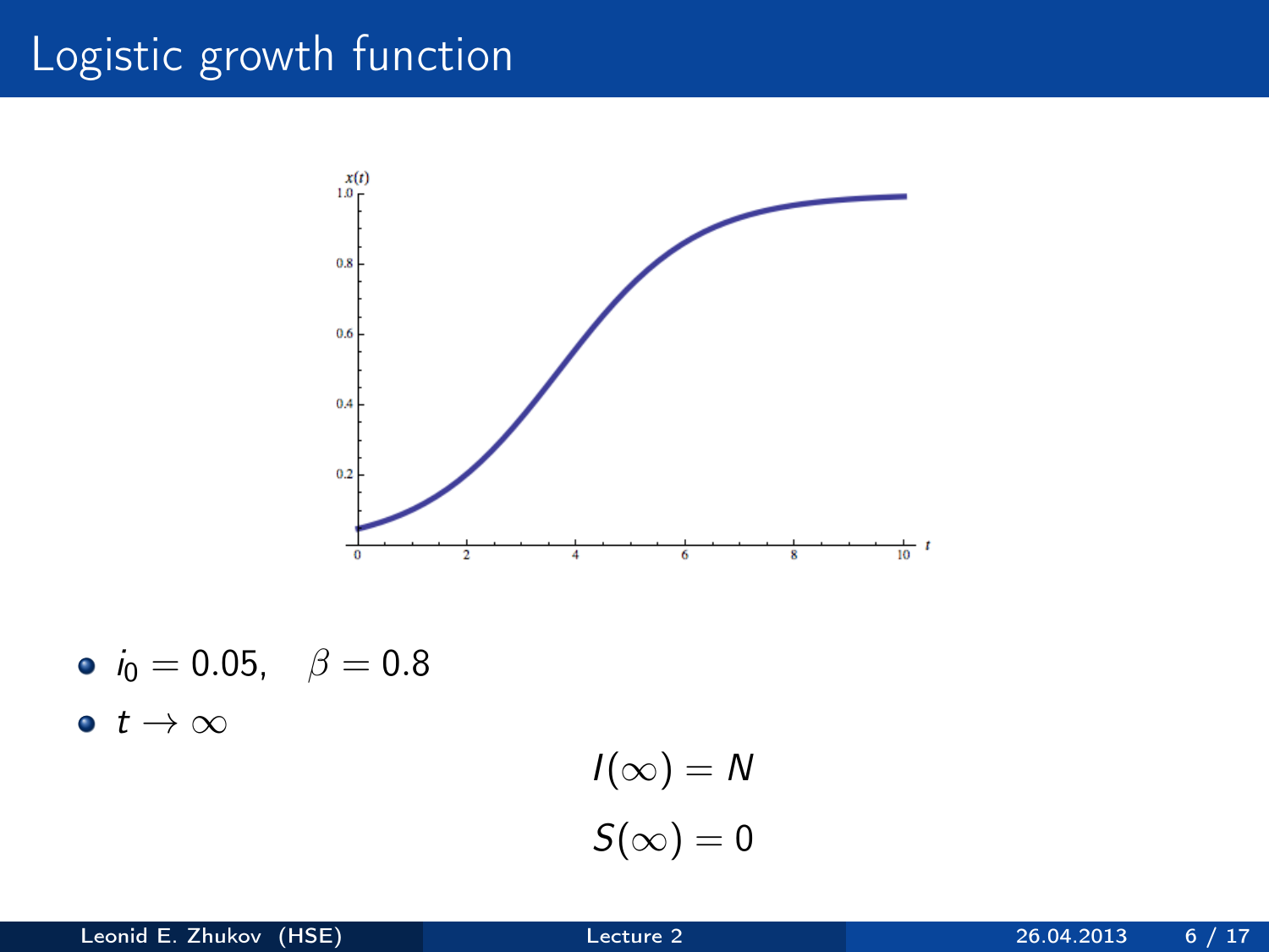# Logistic growth function

- $i_0 = 0.05, \quad \beta = 0.8$
- $t \to \infty$

$$I(\infty) = N$$

$$S(\infty) = 0$$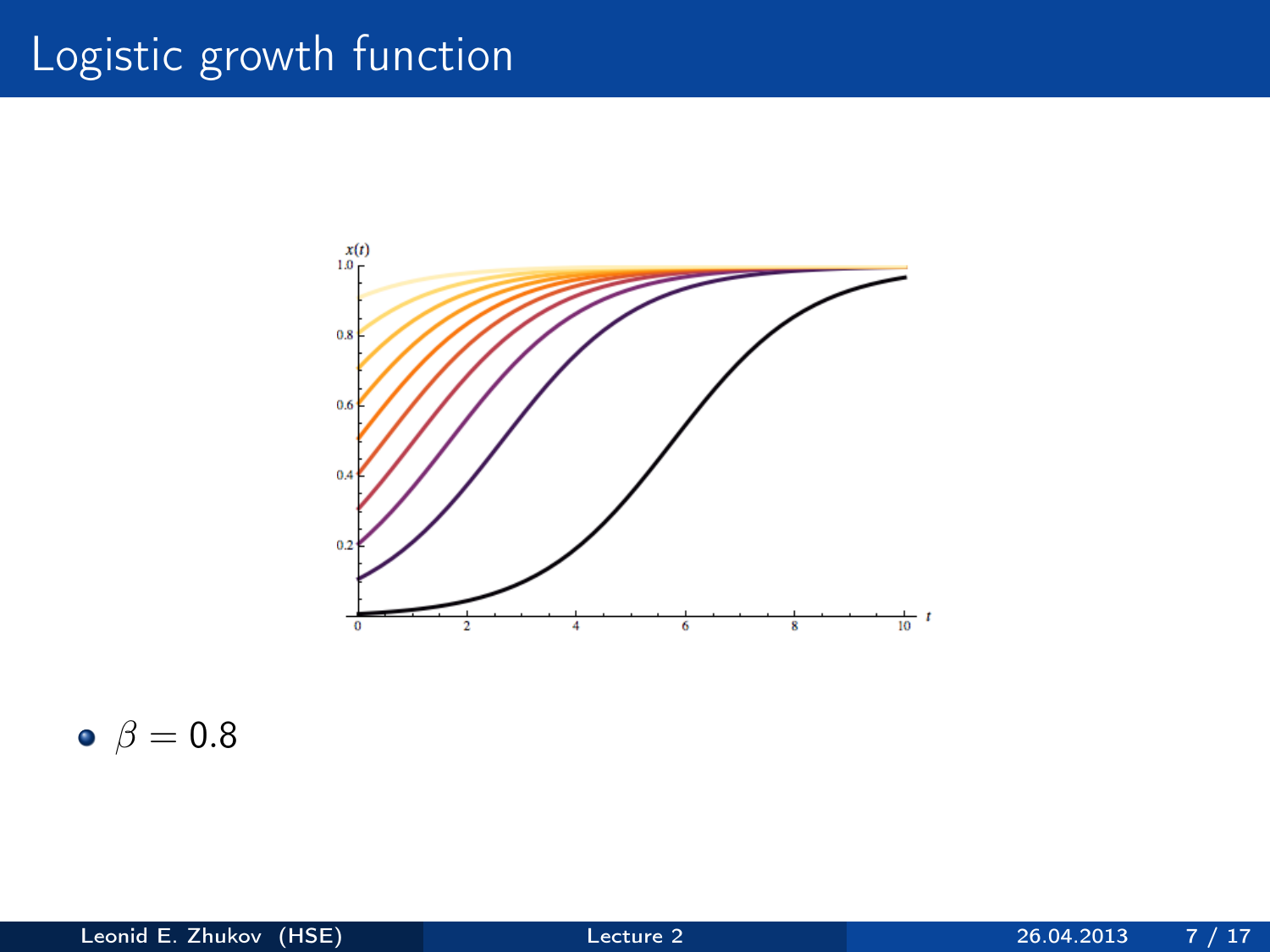# Logistic growth function

- $\beta = 0.8$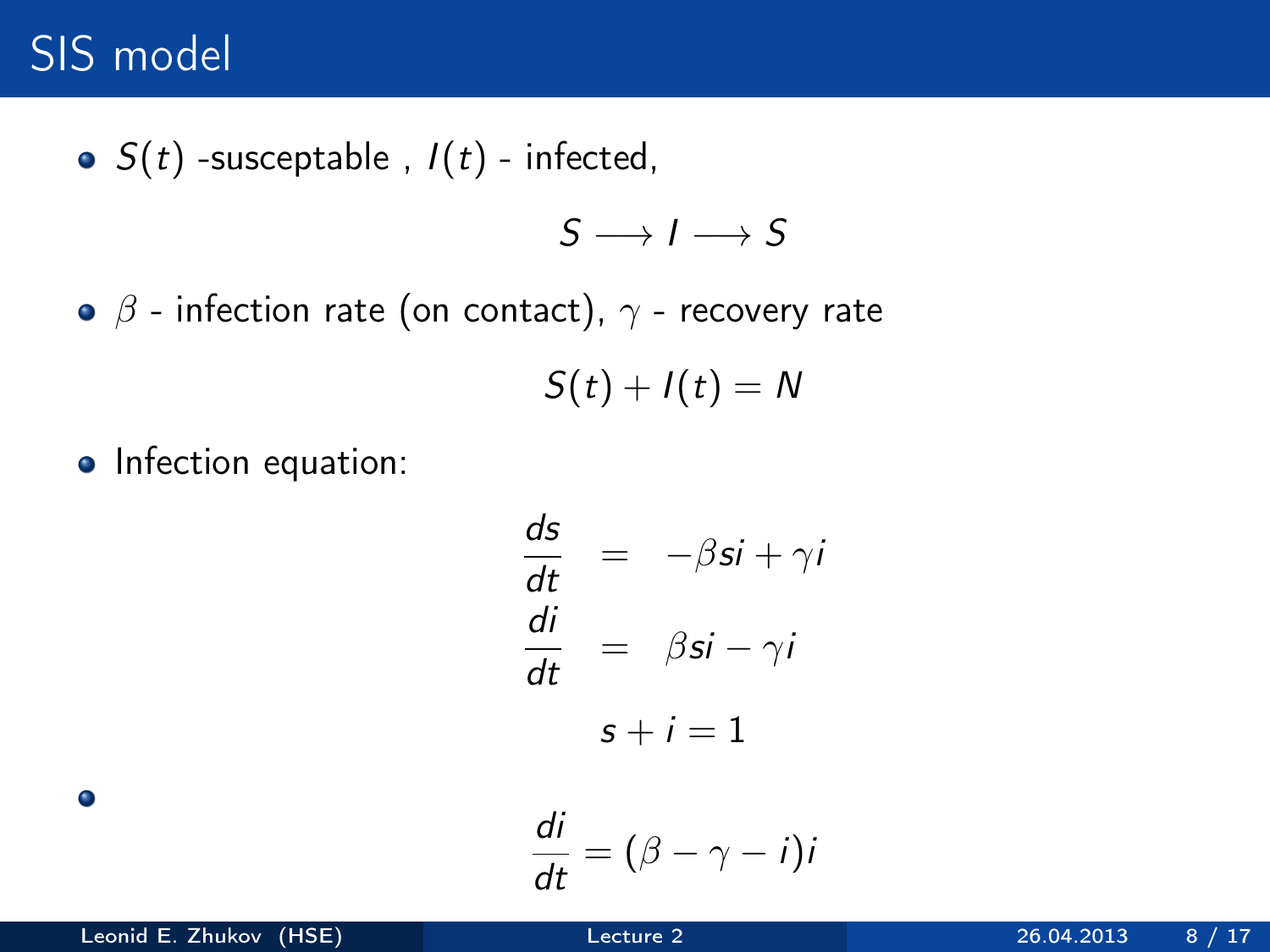# SIS model

- $S(t)$ -susceptable , $I(t)$ - infected,

$$S \longrightarrow I \longrightarrow S$$

- $\beta$ - infection rate (on contact), $\gamma$ - recovery rate

$$S(t) + I(t) = N$$

- Infection equation:

$$\begin{aligned}
\frac{ds}{dt} &= -\beta si + \gamma i \\
\frac{di}{dt} &= \beta si - \gamma i
\end{aligned}$$

$$s + i = 1$$

- $$\frac{di}{dt} = (\beta - \gamma - i)i$$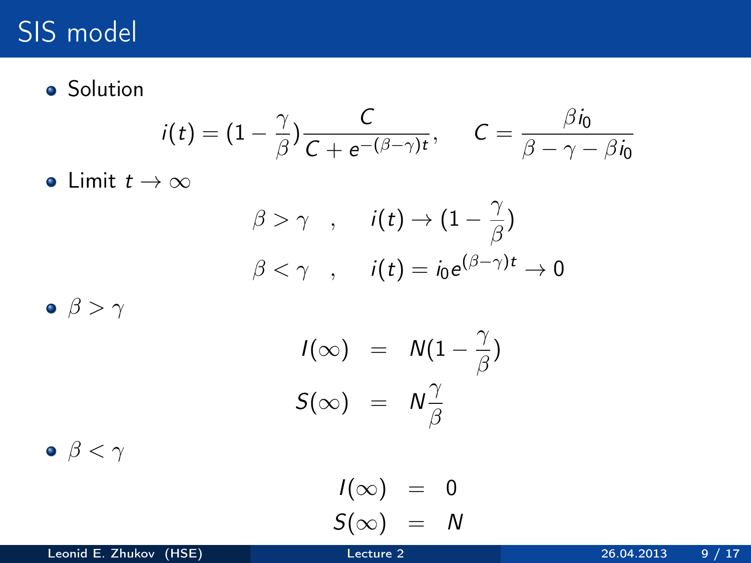# SIS model

- Solution

$$i(t) = (1 - \frac{\gamma}{\beta})\frac{C}{C + e^{-(\beta-\gamma)t}}, \qquad C = \frac{\beta i_0}{\beta - \gamma - \beta i_0}$$

- Limit $t \to \infty$

$$\beta > \gamma \quad , \qquad i(t) \to (1 - \frac{\gamma}{\beta})$$

$$\beta < \gamma \quad , \qquad i(t) = i_0 e^{(\beta-\gamma)t} \to 0$$

- $\beta > \gamma$

$$I(\infty) = N(1 - \frac{\gamma}{\beta})$$

$$S(\infty) = N\frac{\gamma}{\beta}$$

- $\beta < \gamma$

$$I(\infty) = 0$$

$$S(\infty) = N$$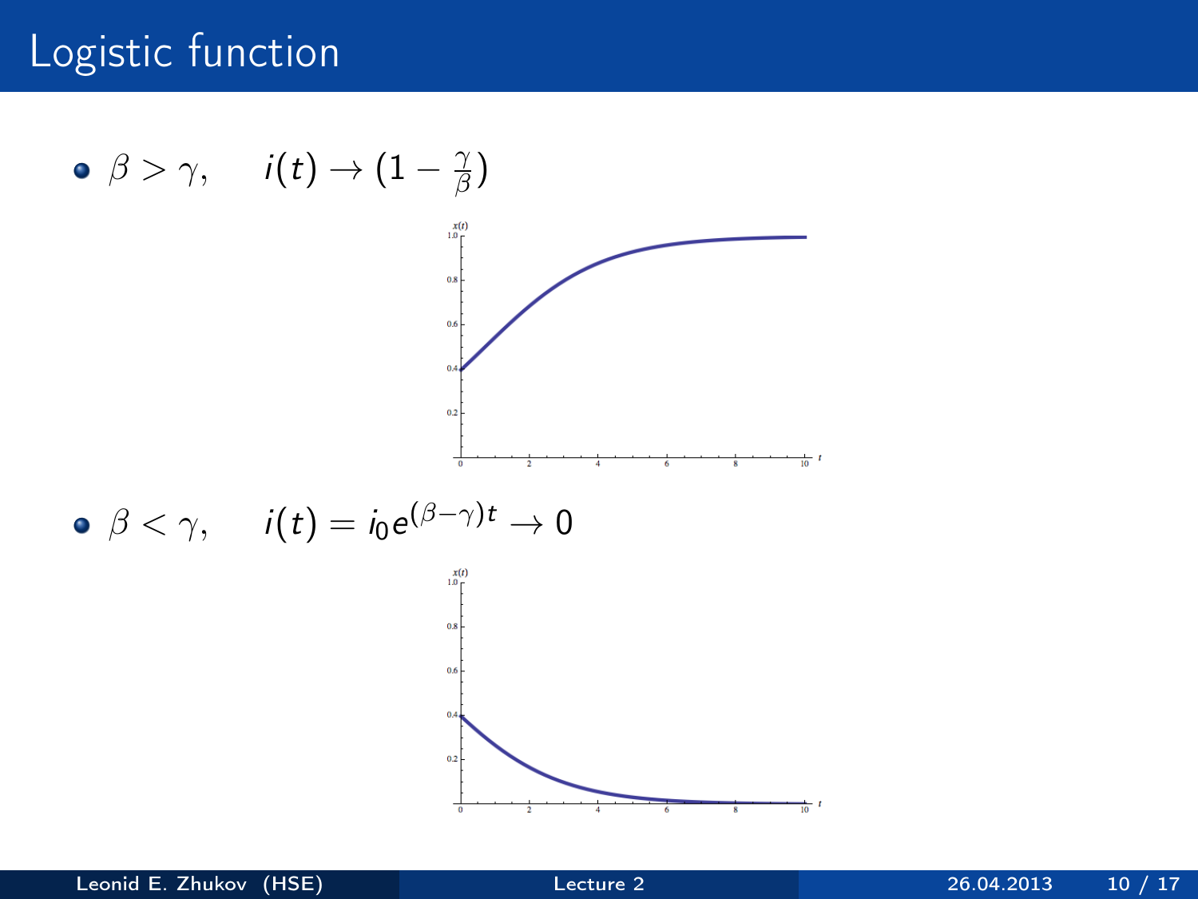# Logistic function

- $\beta > \gamma, \quad i(t) \to (1 - \frac{\gamma}{\beta})$

- $\beta < \gamma, \quad i(t) = i_0 e^{(\beta - \gamma)t} \to 0$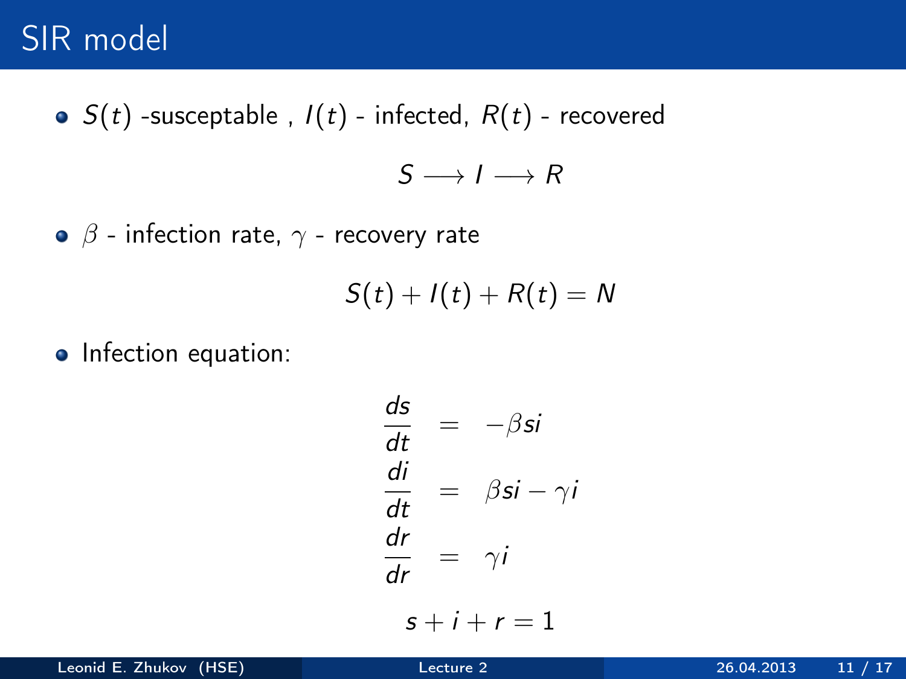# SIR model

- $S(t)$ -susceptable , $I(t)$ - infected, $R(t)$ - recovered

$$S \longrightarrow I \longrightarrow R$$

- $\beta$ - infection rate, $\gamma$ - recovery rate

$$S(t) + I(t) + R(t) = N$$

- Infection equation:

$$
\begin{aligned}
\frac{ds}{dt} &= -\beta si \\
\frac{di}{dt} &= \beta si - \gamma i \\
\frac{dr}{dr} &= \gamma i
\end{aligned}
$$

$$s + i + r = 1$$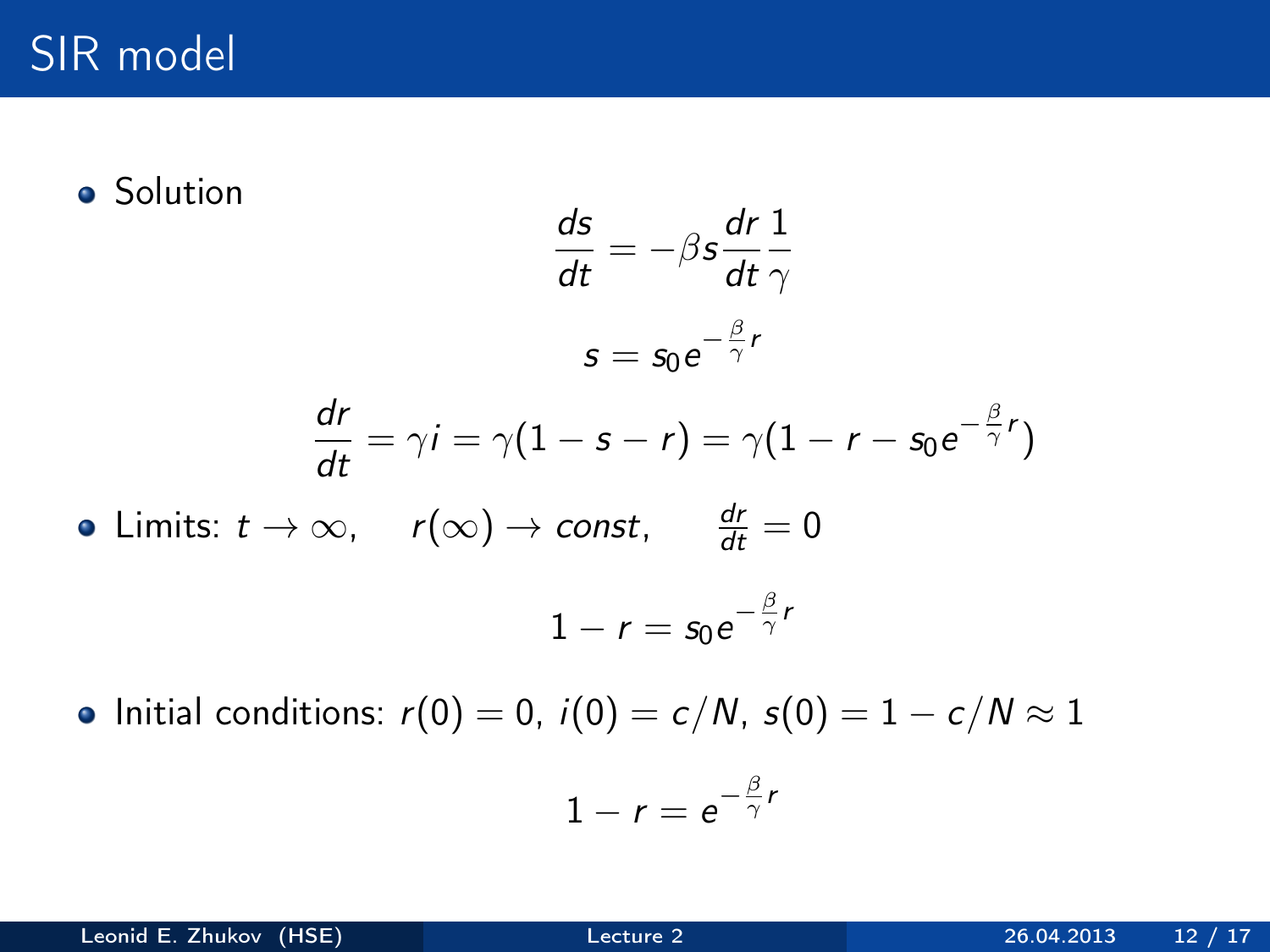# SIR model

- Solution

$$\frac{ds}{dt} = -\beta s \frac{dr}{dt} \frac{1}{\gamma}$$

$$s = s_0 e^{-\frac{\beta}{\gamma} r}$$

$$\frac{dr}{dt} = \gamma i = \gamma(1 - s - r) = \gamma(1 - r - s_0 e^{-\frac{\beta}{\gamma} r})$$

- Limits: $t \to \infty, \quad r(\infty) \to const, \quad \frac{dr}{dt} = 0$

$$1 - r = s_0 e^{-\frac{\beta}{\gamma} r}$$

- Initial conditions: $r(0) = 0$, $i(0) = c/N$, $s(0) = 1 - c/N \approx 1$

$$1 - r = e^{-\frac{\beta}{\gamma} r}$$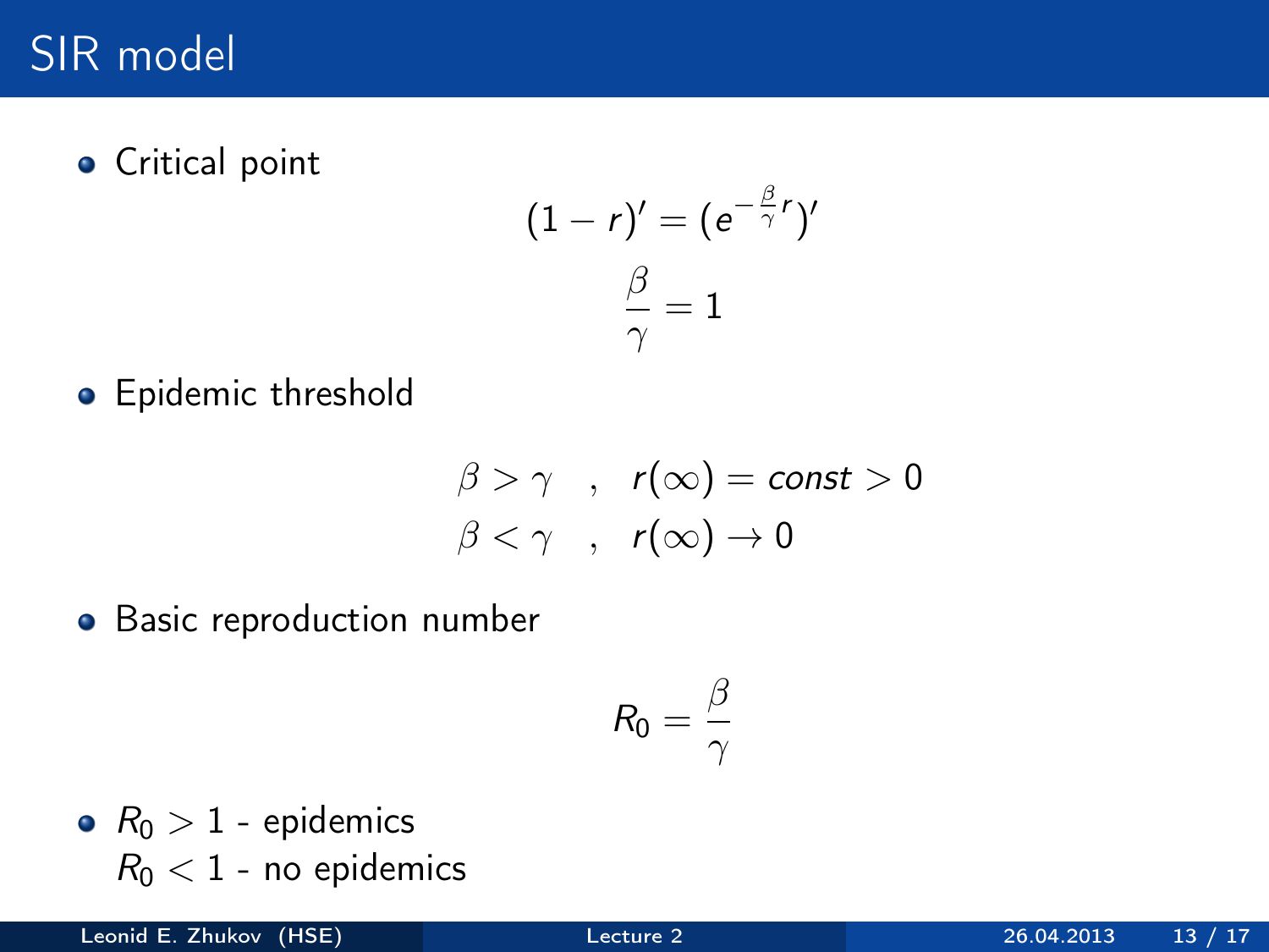# SIR model

- Critical point

$$(1 - r)' = (e^{-\frac{\beta}{\gamma} r})'$$

$$\frac{\beta}{\gamma} = 1$$

- Epidemic threshold

$$\beta > \gamma \quad , \quad r(\infty) = const > 0$$
$$\beta < \gamma \quad , \quad r(\infty) \to 0$$

- Basic reproduction number

$$R_0 = \frac{\beta}{\gamma}$$

- $R_0 > 1$ - epidemics
  $R_0 < 1$ - no epidemics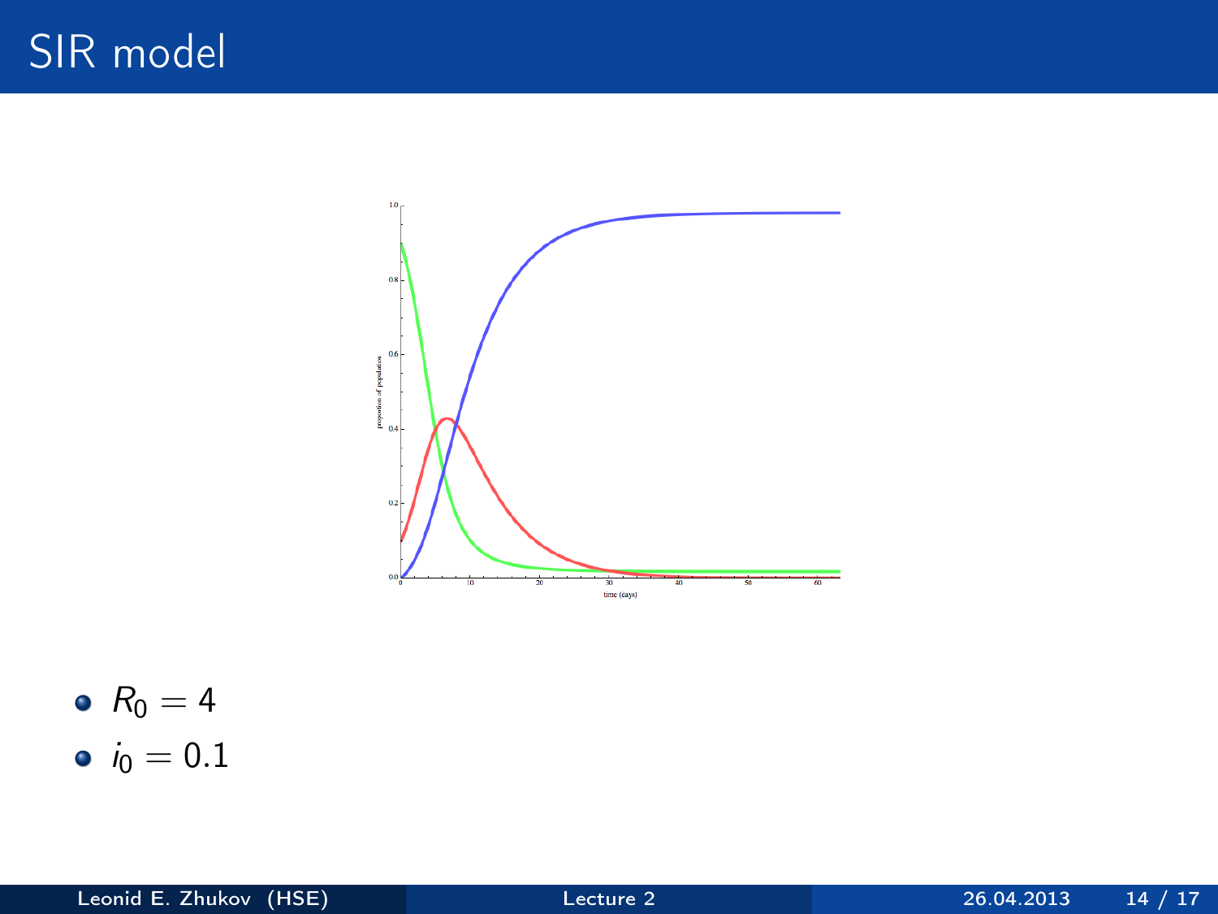# SIR model

- $R_0 = 4$
- $i_0 = 0.1$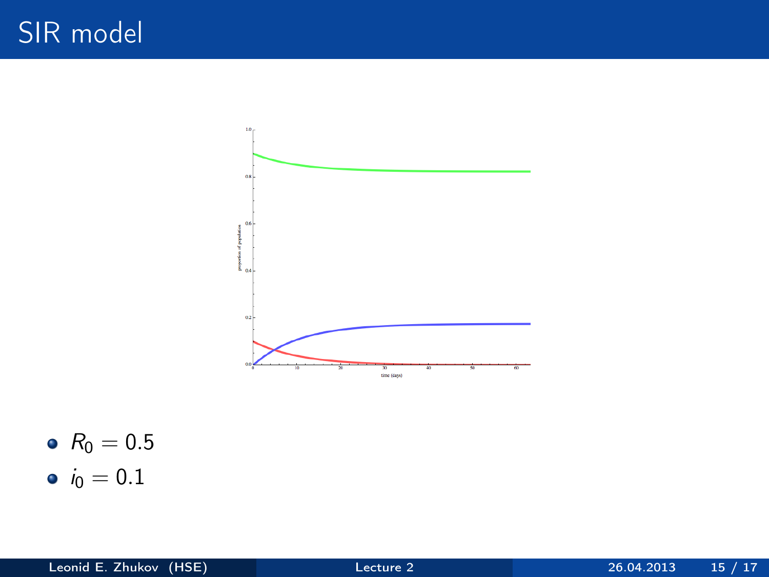# SIR model

- $R_0 = 0.5$
- $i_0 = 0.1$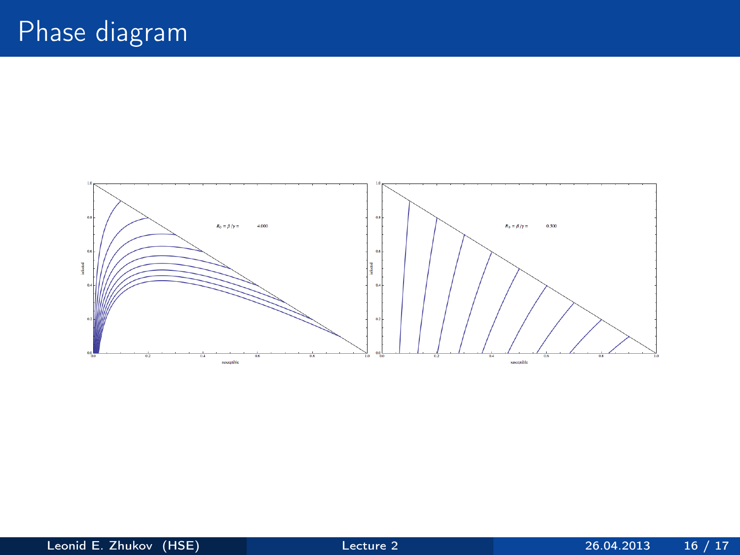# Phase diagram

$R_0 = \beta/\gamma = 4.000$

$R_0 = \beta/\gamma = 0.500$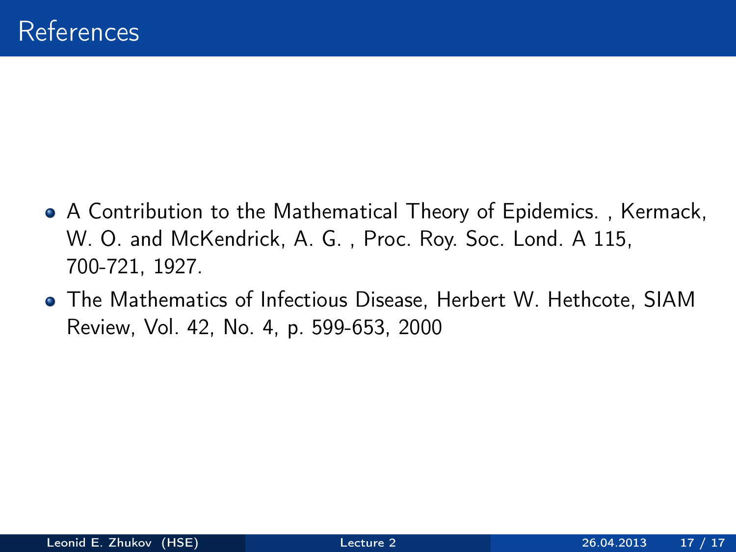# References

- A Contribution to the Mathematical Theory of Epidemics. , Kermack, W. O. and McKendrick, A. G. , Proc. Roy. Soc. Lond. A 115, 700-721, 1927.
- The Mathematics of Infectious Disease, Herbert W. Hethcote, SIAM Review, Vol. 42, No. 4, p. 599-653, 2000